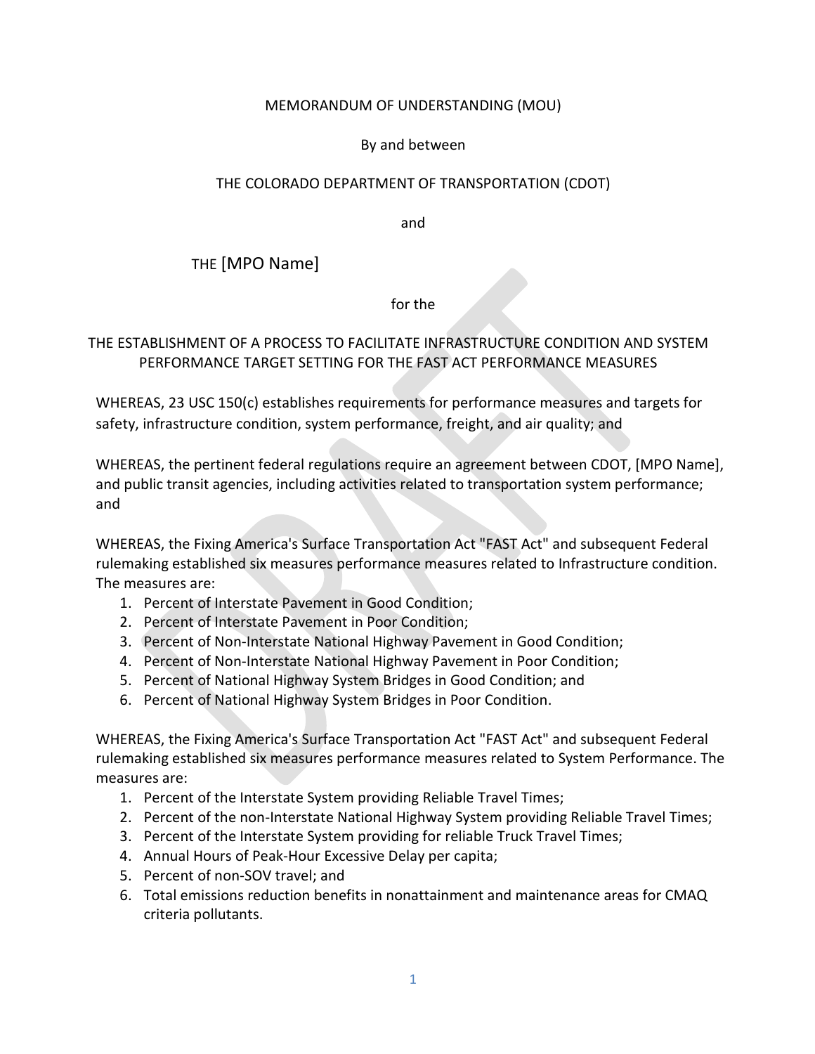MEMORANDUM OF UNDERSTANDING (MOU)

By and between

THE COLORADO DEPARTMENT OF TRANSPORTATION (CDOT)

and

THE [MPO Name]

for the

THE ESTABLISHMENT OF A PROCESS TO FACILITATE INFRASTRUCTURE CONDITION AND SYSTEM PERFORMANCE TARGET SETTING FOR THE FAST ACT PERFORMANCE MEASURES

WHEREAS, 23 USC 150(c) establishes requirements for performance measures and targets for safety, infrastructure condition, system performance, freight, and air quality; and

WHEREAS, the pertinent federal regulations require an agreement between CDOT, [MPO Name], and public transit agencies, including activities related to transportation system performance; and

WHEREAS, the Fixing America's Surface Transportation Act "FAST Act" and subsequent Federal rulemaking established six measures performance measures related to Infrastructure condition. The measures are:

1. Percent of Interstate Pavement in Good Condition;
2. Percent of Interstate Pavement in Poor Condition;
3. Percent of Non-Interstate National Highway Pavement in Good Condition;
4. Percent of Non-Interstate National Highway Pavement in Poor Condition;
5. Percent of National Highway System Bridges in Good Condition; and
6. Percent of National Highway System Bridges in Poor Condition.

WHEREAS, the Fixing America's Surface Transportation Act "FAST Act" and subsequent Federal rulemaking established six measures performance measures related to System Performance. The measures are:

1. Percent of the Interstate System providing Reliable Travel Times;
2. Percent of the non-Interstate National Highway System providing Reliable Travel Times;
3. Percent of the Interstate System providing for reliable Truck Travel Times;
4. Annual Hours of Peak-Hour Excessive Delay per capita;
5. Percent of non-SOV travel; and
6. Total emissions reduction benefits in nonattainment and maintenance areas for CMAQ criteria pollutants.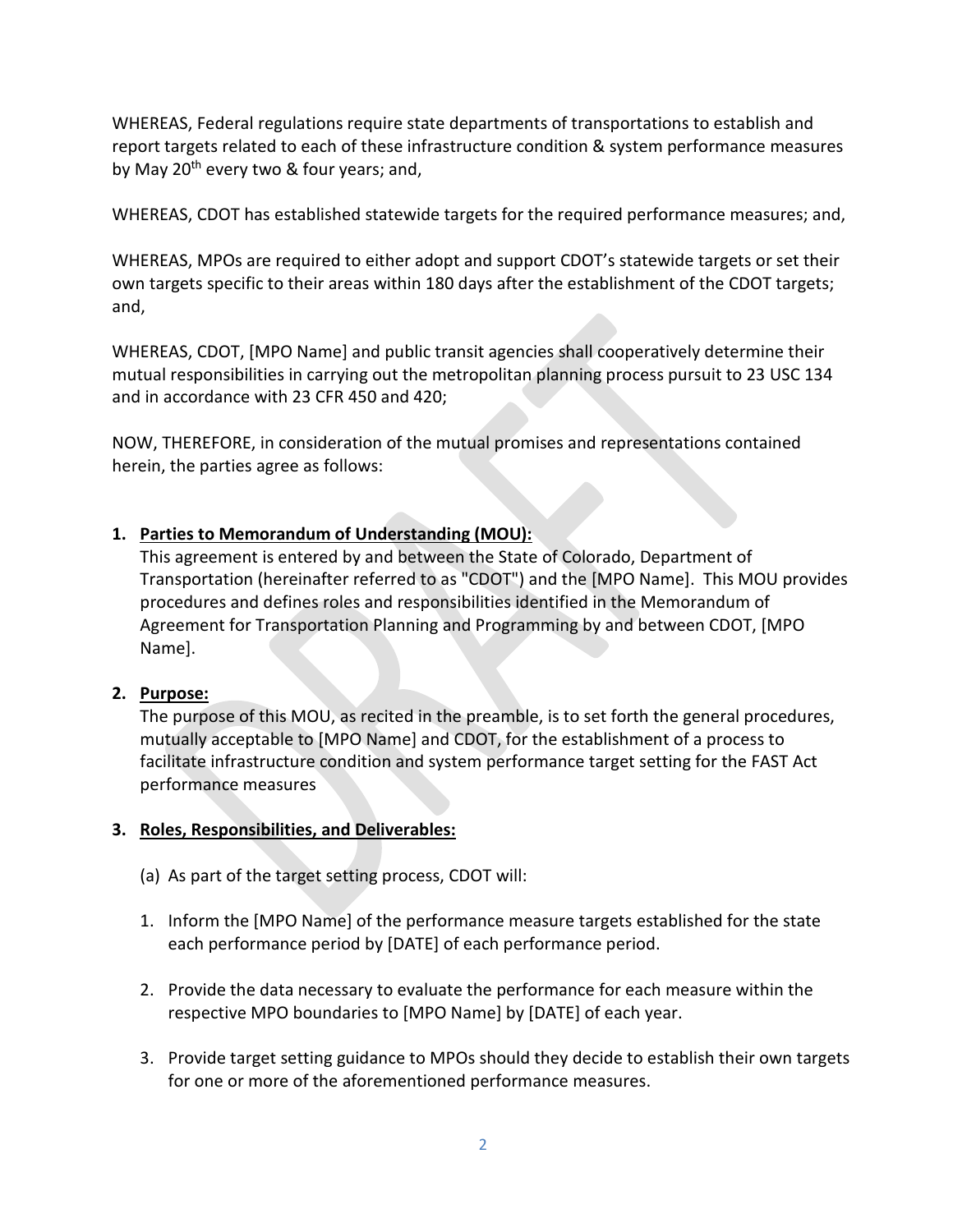WHEREAS, Federal regulations require state departments of transportations to establish and report targets related to each of these infrastructure condition & system performance measures by May 20th every two & four years; and,

WHEREAS, CDOT has established statewide targets for the required performance measures; and,

WHEREAS, MPOs are required to either adopt and support CDOT's statewide targets or set their own targets specific to their areas within 180 days after the establishment of the CDOT targets; and,

WHEREAS, CDOT, [MPO Name] and public transit agencies shall cooperatively determine their mutual responsibilities in carrying out the metropolitan planning process pursuit to 23 USC 134 and in accordance with 23 CFR 450 and 420;

NOW, THEREFORE, in consideration of the mutual promises and representations contained herein, the parties agree as follows:

1. **Parties to Memorandum of Understanding (MOU):**
   This agreement is entered by and between the State of Colorado, Department of Transportation (hereinafter referred to as "CDOT") and the [MPO Name]. This MOU provides procedures and defines roles and responsibilities identified in the Memorandum of Agreement for Transportation Planning and Programming by and between CDOT, [MPO Name].

2. **Purpose:**
   The purpose of this MOU, as recited in the preamble, is to set forth the general procedures, mutually acceptable to [MPO Name] and CDOT, for the establishment of a process to facilitate infrastructure condition and system performance target setting for the FAST Act performance measures

3. **Roles, Responsibilities, and Deliverables:**

   (a) As part of the target setting process, CDOT will:

   1. Inform the [MPO Name] of the performance measure targets established for the state each performance period by [DATE] of each performance period.

   2. Provide the data necessary to evaluate the performance for each measure within the respective MPO boundaries to [MPO Name] by [DATE] of each year.

   3. Provide target setting guidance to MPOs should they decide to establish their own targets for one or more of the aforementioned performance measures.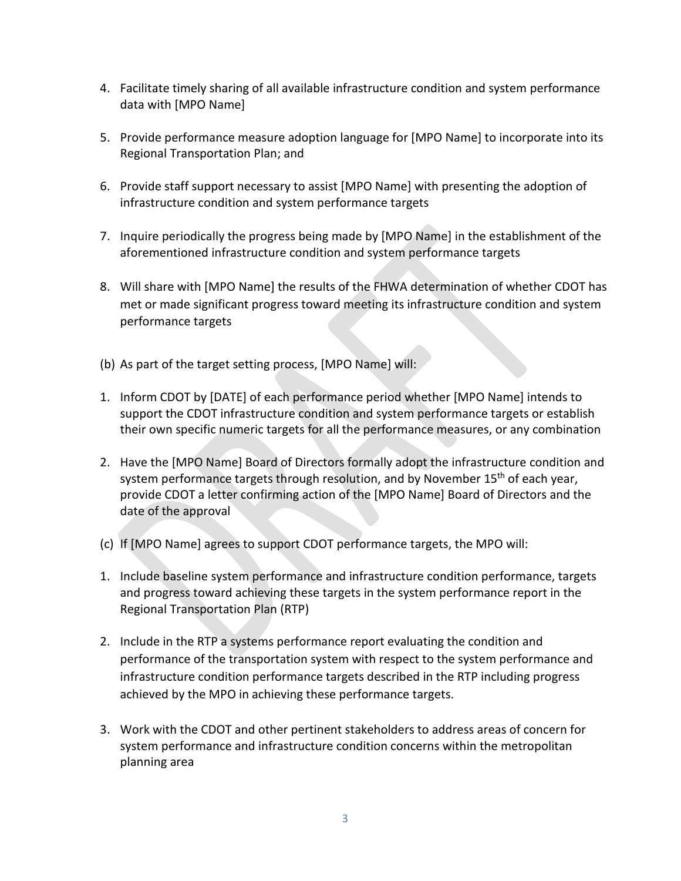4. Facilitate timely sharing of all available infrastructure condition and system performance data with [MPO Name]

5. Provide performance measure adoption language for [MPO Name] to incorporate into its Regional Transportation Plan; and

6. Provide staff support necessary to assist [MPO Name] with presenting the adoption of infrastructure condition and system performance targets

7. Inquire periodically the progress being made by [MPO Name] in the establishment of the aforementioned infrastructure condition and system performance targets

8. Will share with [MPO Name] the results of the FHWA determination of whether CDOT has met or made significant progress toward meeting its infrastructure condition and system performance targets

(b) As part of the target setting process, [MPO Name] will:

1. Inform CDOT by [DATE] of each performance period whether [MPO Name] intends to support the CDOT infrastructure condition and system performance targets or establish their own specific numeric targets for all the performance measures, or any combination

2. Have the [MPO Name] Board of Directors formally adopt the infrastructure condition and system performance targets through resolution, and by November 15th of each year, provide CDOT a letter confirming action of the [MPO Name] Board of Directors and the date of the approval

(c) If [MPO Name] agrees to support CDOT performance targets, the MPO will:

1. Include baseline system performance and infrastructure condition performance, targets and progress toward achieving these targets in the system performance report in the Regional Transportation Plan (RTP)

2. Include in the RTP a systems performance report evaluating the condition and performance of the transportation system with respect to the system performance and infrastructure condition performance targets described in the RTP including progress achieved by the MPO in achieving these performance targets.

3. Work with the CDOT and other pertinent stakeholders to address areas of concern for system performance and infrastructure condition concerns within the metropolitan planning area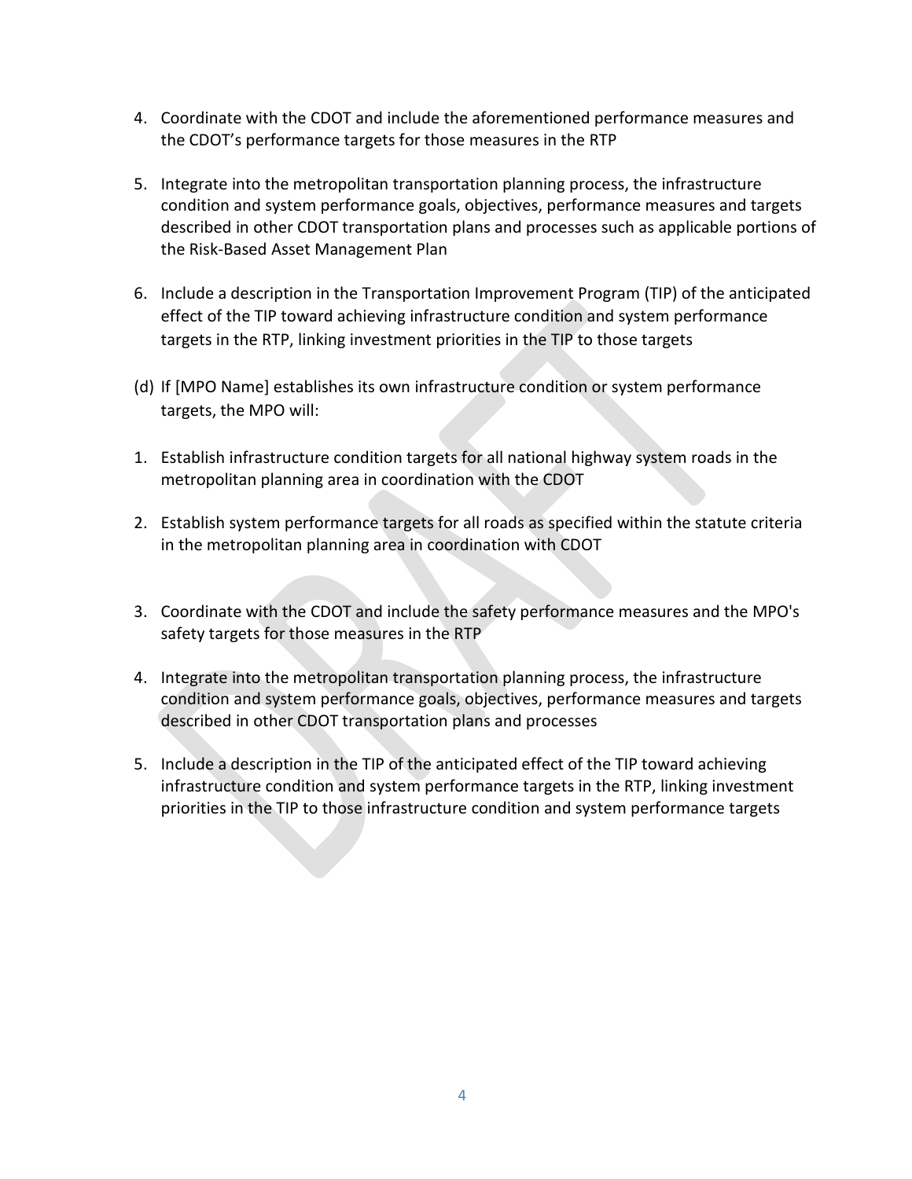4. Coordinate with the CDOT and include the aforementioned performance measures and the CDOT's performance targets for those measures in the RTP

5. Integrate into the metropolitan transportation planning process, the infrastructure condition and system performance goals, objectives, performance measures and targets described in other CDOT transportation plans and processes such as applicable portions of the Risk-Based Asset Management Plan

6. Include a description in the Transportation Improvement Program (TIP) of the anticipated effect of the TIP toward achieving infrastructure condition and system performance targets in the RTP, linking investment priorities in the TIP to those targets

(d) If [MPO Name] establishes its own infrastructure condition or system performance targets, the MPO will:

1. Establish infrastructure condition targets for all national highway system roads in the metropolitan planning area in coordination with the CDOT

2. Establish system performance targets for all roads as specified within the statute criteria in the metropolitan planning area in coordination with CDOT

3. Coordinate with the CDOT and include the safety performance measures and the MPO's safety targets for those measures in the RTP

4. Integrate into the metropolitan transportation planning process, the infrastructure condition and system performance goals, objectives, performance measures and targets described in other CDOT transportation plans and processes

5. Include a description in the TIP of the anticipated effect of the TIP toward achieving infrastructure condition and system performance targets in the RTP, linking investment priorities in the TIP to those infrastructure condition and system performance targets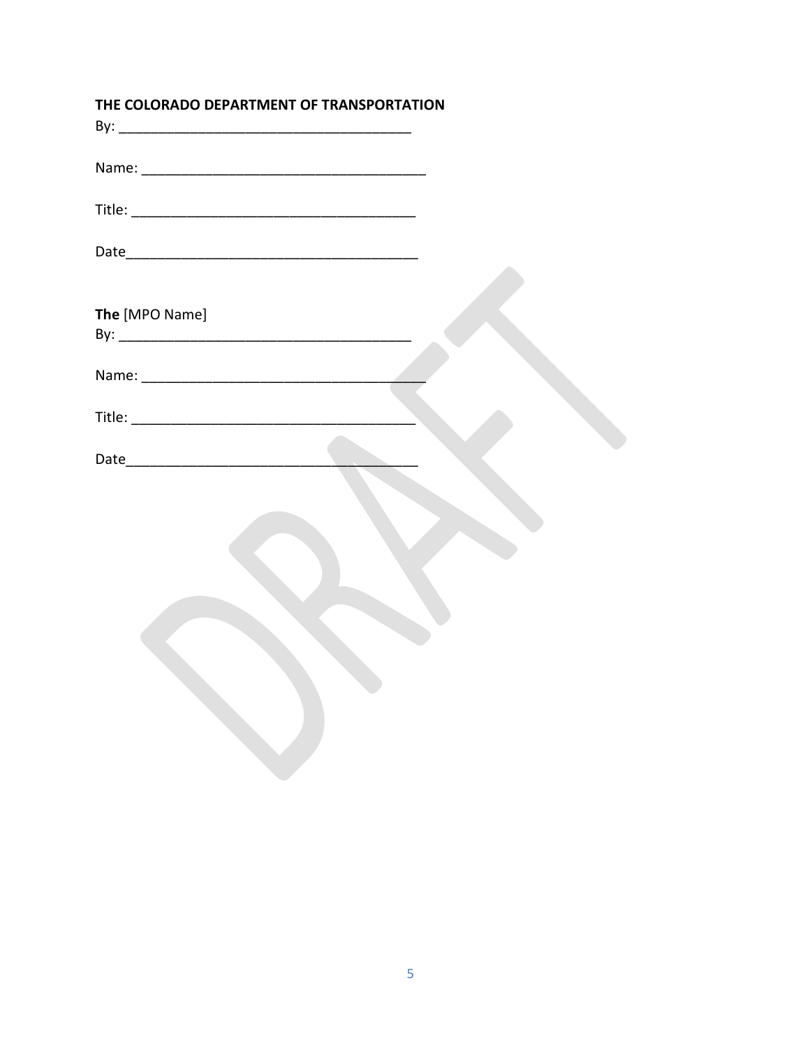**THE COLORADO DEPARTMENT OF TRANSPORTATION**

By: ______________________________________

Name: _____________________________________

Title: _____________________________________

Date______________________________________

**The** [MPO Name]

By: ______________________________________

Name: _____________________________________

Title: _____________________________________

Date______________________________________

DRAFT